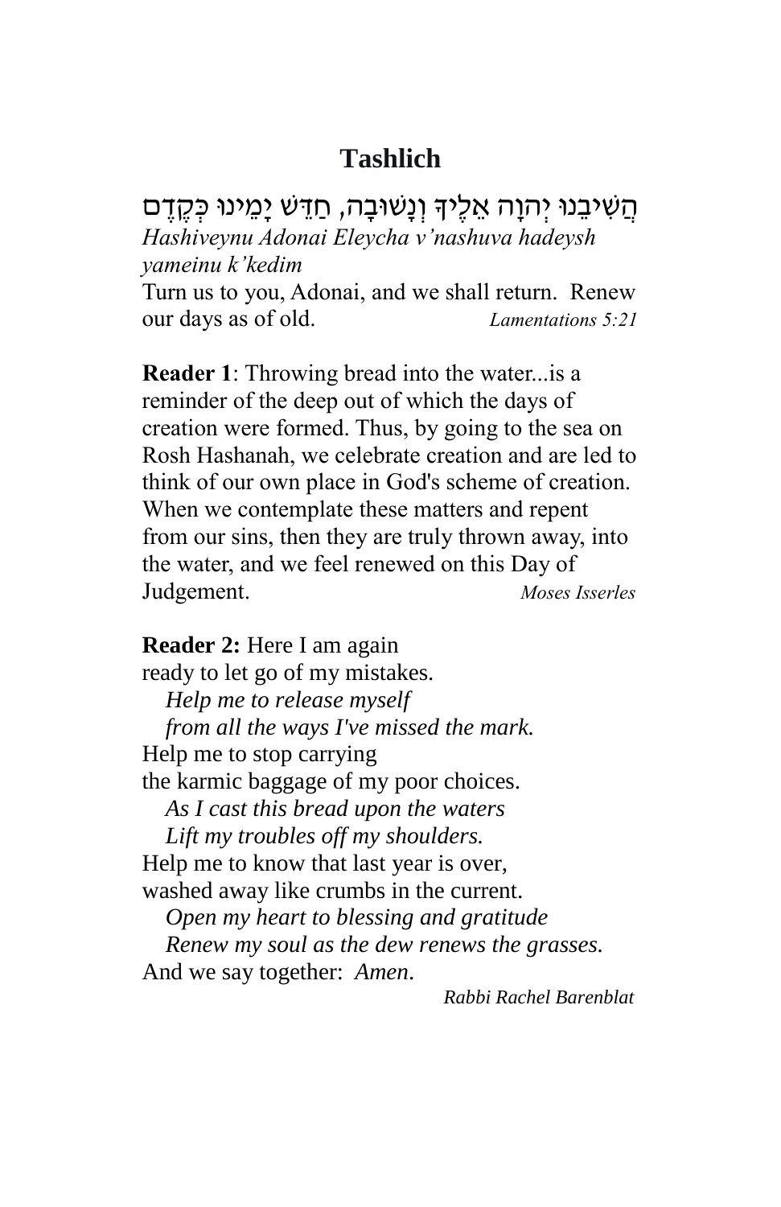# Tashlich

הֲשִׁיבֵנוּ יְהוָה אֵלֶיךָ וְנָשׁוּבָה, חַדֵּשׁ יָמֵינוּ כְּקֶדֶם

*Hashiveynu Adonai Eleycha v'nashuva hadeysh yameinu k'kedim*

Turn us to you, Adonai, and we shall return. Renew our days as of old. *Lamentations 5:21*

**Reader 1**: Throwing bread into the water...is a reminder of the deep out of which the days of creation were formed. Thus, by going to the sea on Rosh Hashanah, we celebrate creation and are led to think of our own place in God's scheme of creation. When we contemplate these matters and repent from our sins, then they are truly thrown away, into the water, and we feel renewed on this Day of Judgement. *Moses Isserles*

**Reader 2:** Here I am again
ready to let go of my mistakes.
*Help me to release myself*
*from all the ways I've missed the mark.*
Help me to stop carrying
the karmic baggage of my poor choices.
*As I cast this bread upon the waters*
*Lift my troubles off my shoulders.*
Help me to know that last year is over,
washed away like crumbs in the current.
*Open my heart to blessing and gratitude*
*Renew my soul as the dew renews the grasses.*
And we say together: *Amen*.

*Rabbi Rachel Barenblat*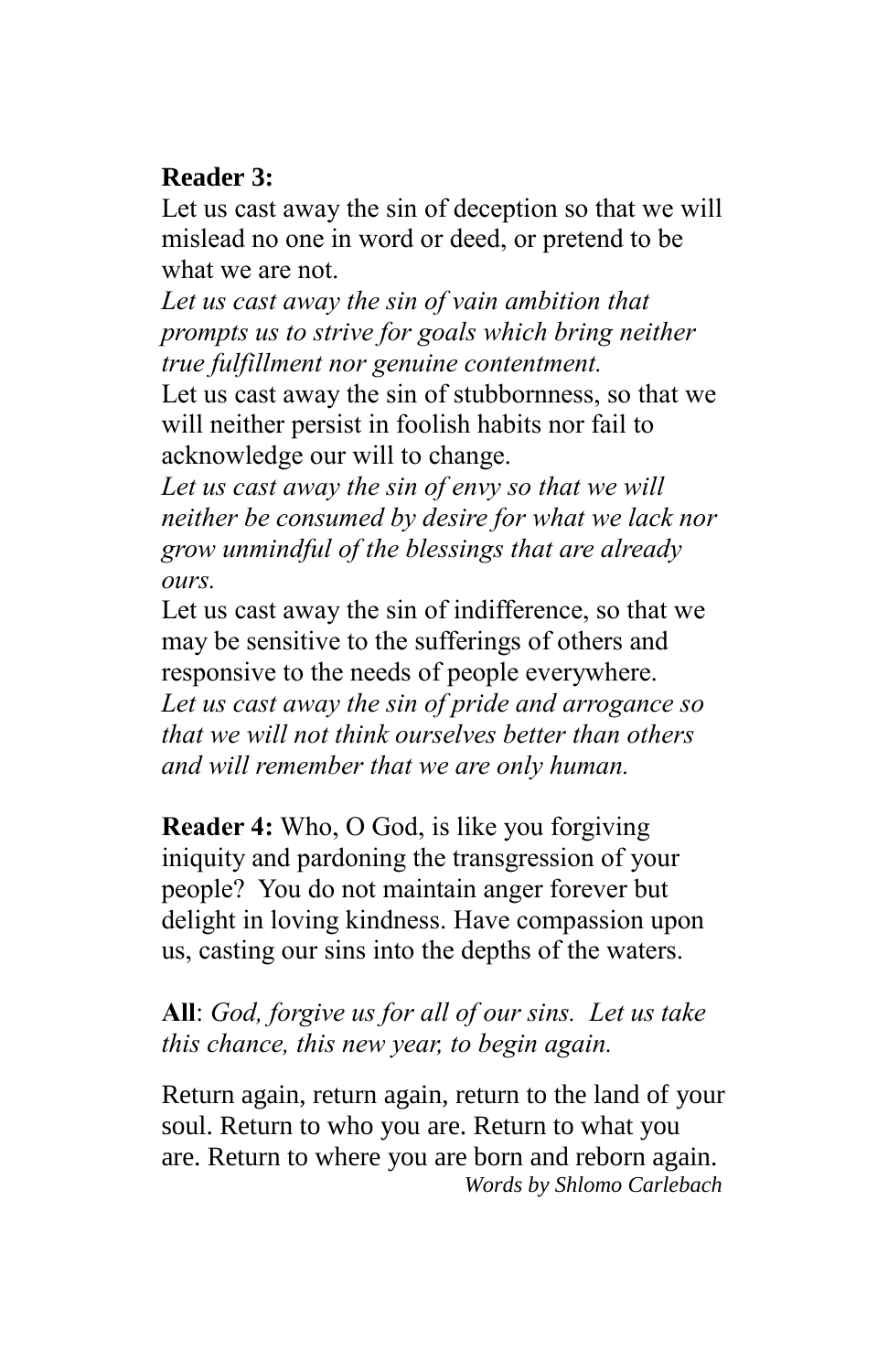**Reader 3:**
Let us cast away the sin of deception so that we will mislead no one in word or deed, or pretend to be what we are not.
*Let us cast away the sin of vain ambition that prompts us to strive for goals which bring neither true fulfillment nor genuine contentment.*
Let us cast away the sin of stubbornness, so that we will neither persist in foolish habits nor fail to acknowledge our will to change.
*Let us cast away the sin of envy so that we will neither be consumed by desire for what we lack nor grow unmindful of the blessings that are already ours.*
Let us cast away the sin of indifference, so that we may be sensitive to the sufferings of others and responsive to the needs of people everywhere.
*Let us cast away the sin of pride and arrogance so that we will not think ourselves better than others and will remember that we are only human.*

**Reader 4:** Who, O God, is like you forgiving iniquity and pardoning the transgression of your people? You do not maintain anger forever but delight in loving kindness. Have compassion upon us, casting our sins into the depths of the waters.

**All**: *God, forgive us for all of our sins. Let us take this chance, this new year, to begin again.*

Return again, return again, return to the land of your soul. Return to who you are. Return to what you are. Return to where you are born and reborn again.
*Words by Shlomo Carlebach*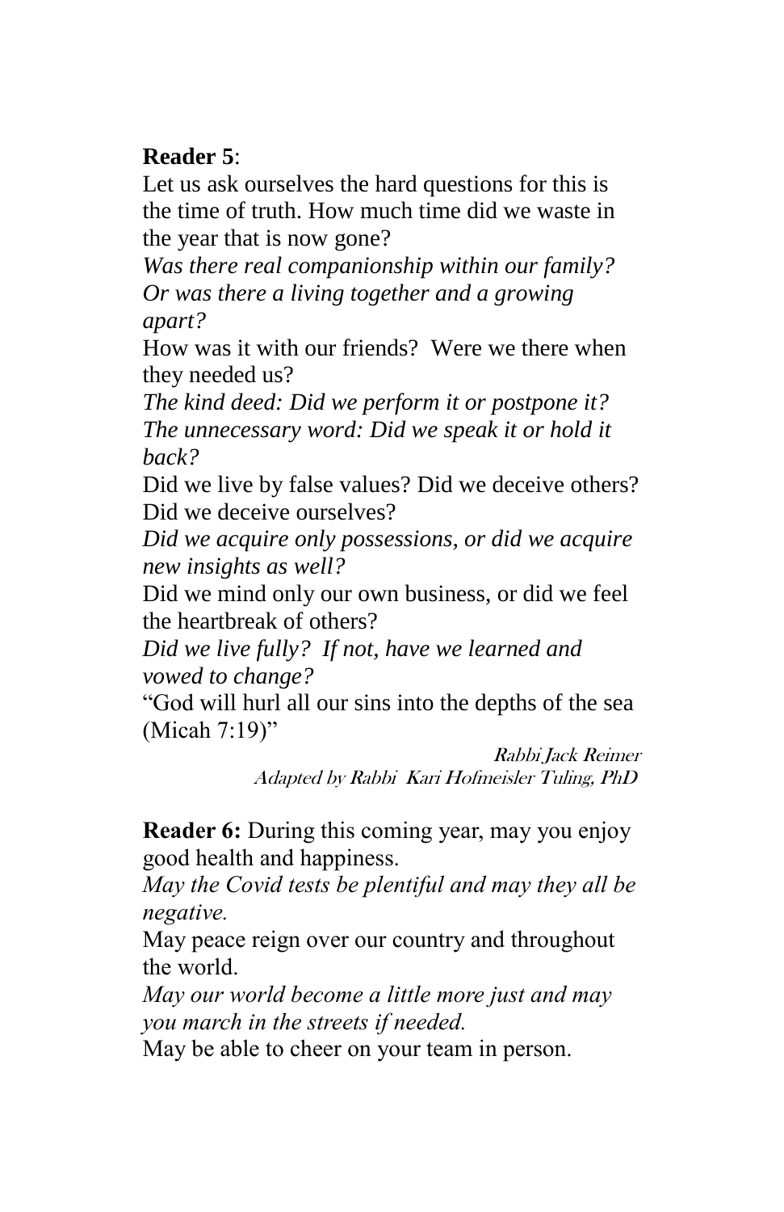**Reader 5**:

Let us ask ourselves the hard questions for this is the time of truth. How much time did we waste in the year that is now gone?

*Was there real companionship within our family? Or was there a living together and a growing apart?*

How was it with our friends? Were we there when they needed us?

*The kind deed: Did we perform it or postpone it? The unnecessary word: Did we speak it or hold it back?*

Did we live by false values? Did we deceive others? Did we deceive ourselves?

*Did we acquire only possessions, or did we acquire new insights as well?*

Did we mind only our own business, or did we feel the heartbreak of others?

*Did we live fully? If not, have we learned and vowed to change?*

"God will hurl all our sins into the depths of the sea (Micah 7:19)"

*Rabbi Jack Reimer*
*Adapted by Rabbi Kari Hofmeisler Tuling, PhD*

**Reader 6:** During this coming year, may you enjoy good health and happiness.

*May the Covid tests be plentiful and may they all be negative.*

May peace reign over our country and throughout the world.

*May our world become a little more just and may you march in the streets if needed.*

May be able to cheer on your team in person.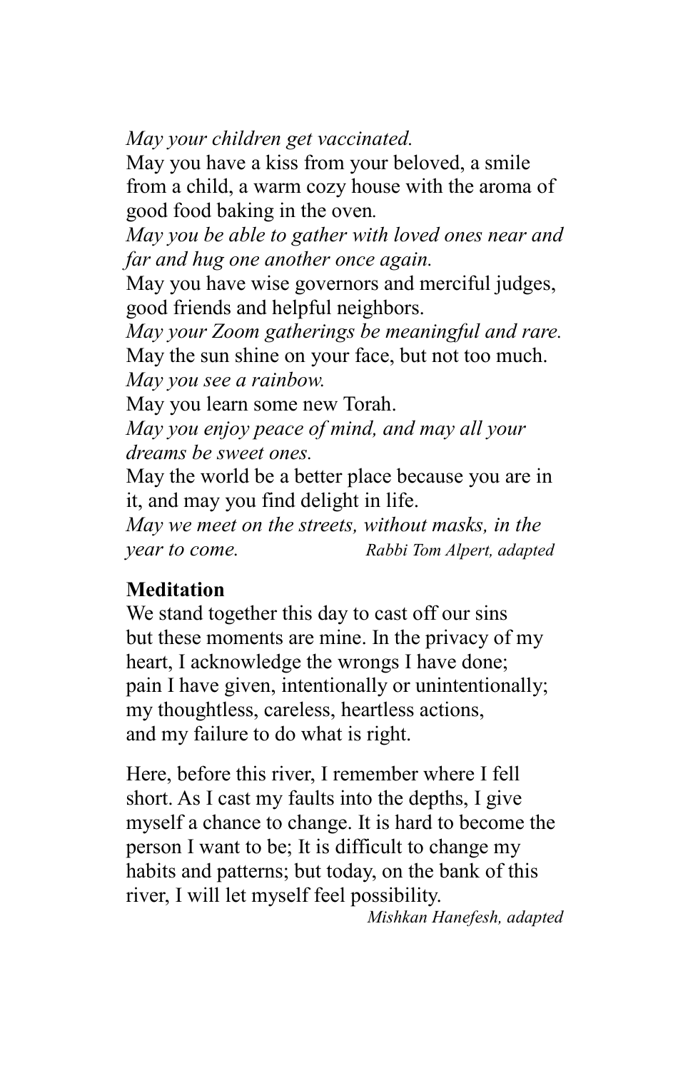*May your children get vaccinated.*
May you have a kiss from your beloved, a smile from a child, a warm cozy house with the aroma of good food baking in the oven.
*May you be able to gather with loved ones near and far and hug one another once again.*
May you have wise governors and merciful judges, good friends and helpful neighbors.
*May your Zoom gatherings be meaningful and rare.*
May the sun shine on your face, but not too much.
*May you see a rainbow.*
May you learn some new Torah.
*May you enjoy peace of mind, and may all your dreams be sweet ones.*
May the world be a better place because you are in it, and may you find delight in life.
*May we meet on the streets, without masks, in the year to come.* *Rabbi Tom Alpert, adapted*

**Meditation**

We stand together this day to cast off our sins
but these moments are mine. In the privacy of my heart, I acknowledge the wrongs I have done;
pain I have given, intentionally or unintentionally;
my thoughtless, careless, heartless actions,
and my failure to do what is right.

Here, before this river, I remember where I fell short. As I cast my faults into the depths, I give myself a chance to change. It is hard to become the person I want to be; It is difficult to change my habits and patterns; but today, on the bank of this river, I will let myself feel possibility.

*Mishkan Hanefesh, adapted*